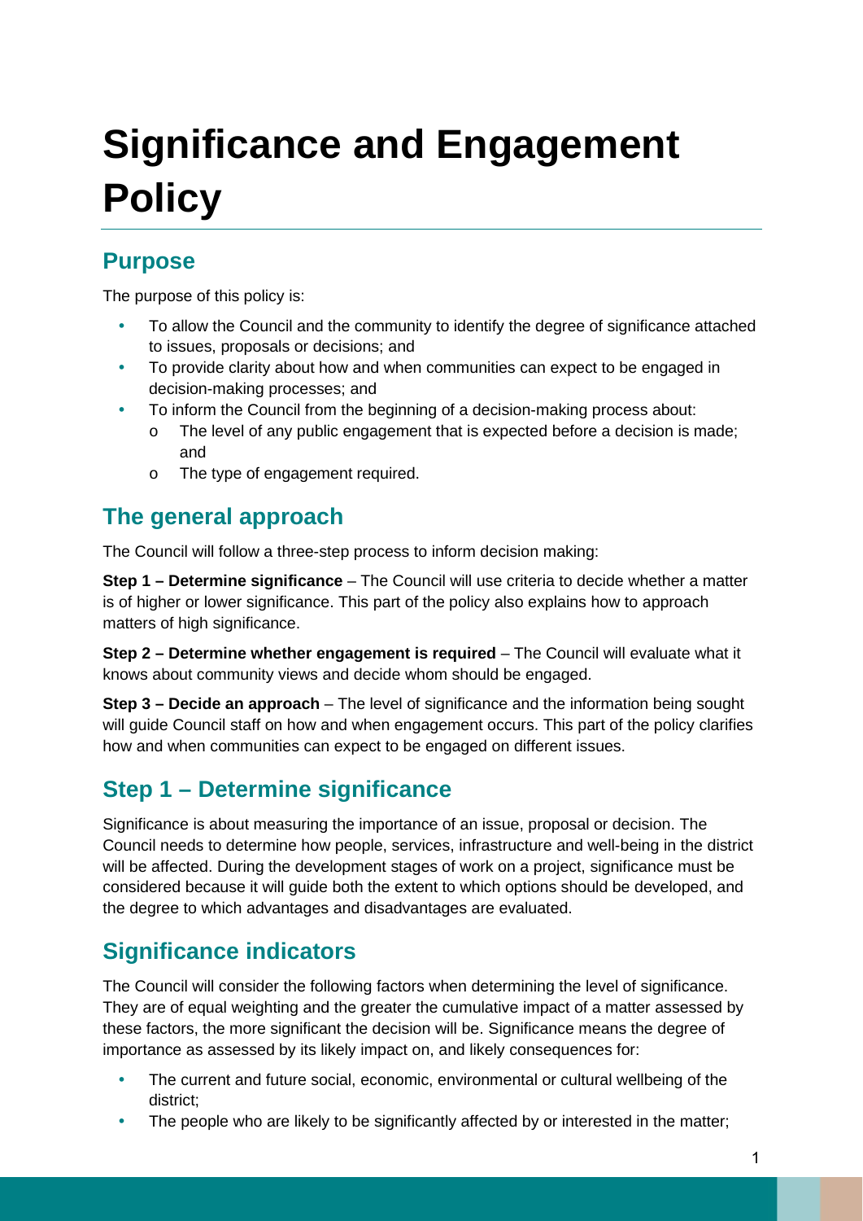# Significance and Engagement Policy

## Purpose

The purpose of this policy is:

- To allow the Council and the community to identify the degree of significance attached to issues, proposals or decisions; and
- To provide clarity about how and when communities can expect to be engaged in decision-making processes; and
- To inform the Council from the beginning of a decision-making process about:
  - The level of any public engagement that is expected before a decision is made; and
  - The type of engagement required.

## The general approach

The Council will follow a three-step process to inform decision making:

**Step 1 – Determine significance** – The Council will use criteria to decide whether a matter is of higher or lower significance. This part of the policy also explains how to approach matters of high significance.

**Step 2 – Determine whether engagement is required** – The Council will evaluate what it knows about community views and decide whom should be engaged.

**Step 3 – Decide an approach** – The level of significance and the information being sought will guide Council staff on how and when engagement occurs. This part of the policy clarifies how and when communities can expect to be engaged on different issues.

## Step 1 – Determine significance

Significance is about measuring the importance of an issue, proposal or decision. The Council needs to determine how people, services, infrastructure and well-being in the district will be affected. During the development stages of work on a project, significance must be considered because it will guide both the extent to which options should be developed, and the degree to which advantages and disadvantages are evaluated.

## Significance indicators

The Council will consider the following factors when determining the level of significance. They are of equal weighting and the greater the cumulative impact of a matter assessed by these factors, the more significant the decision will be. Significance means the degree of importance as assessed by its likely impact on, and likely consequences for:

- The current and future social, economic, environmental or cultural wellbeing of the district;
- The people who are likely to be significantly affected by or interested in the matter;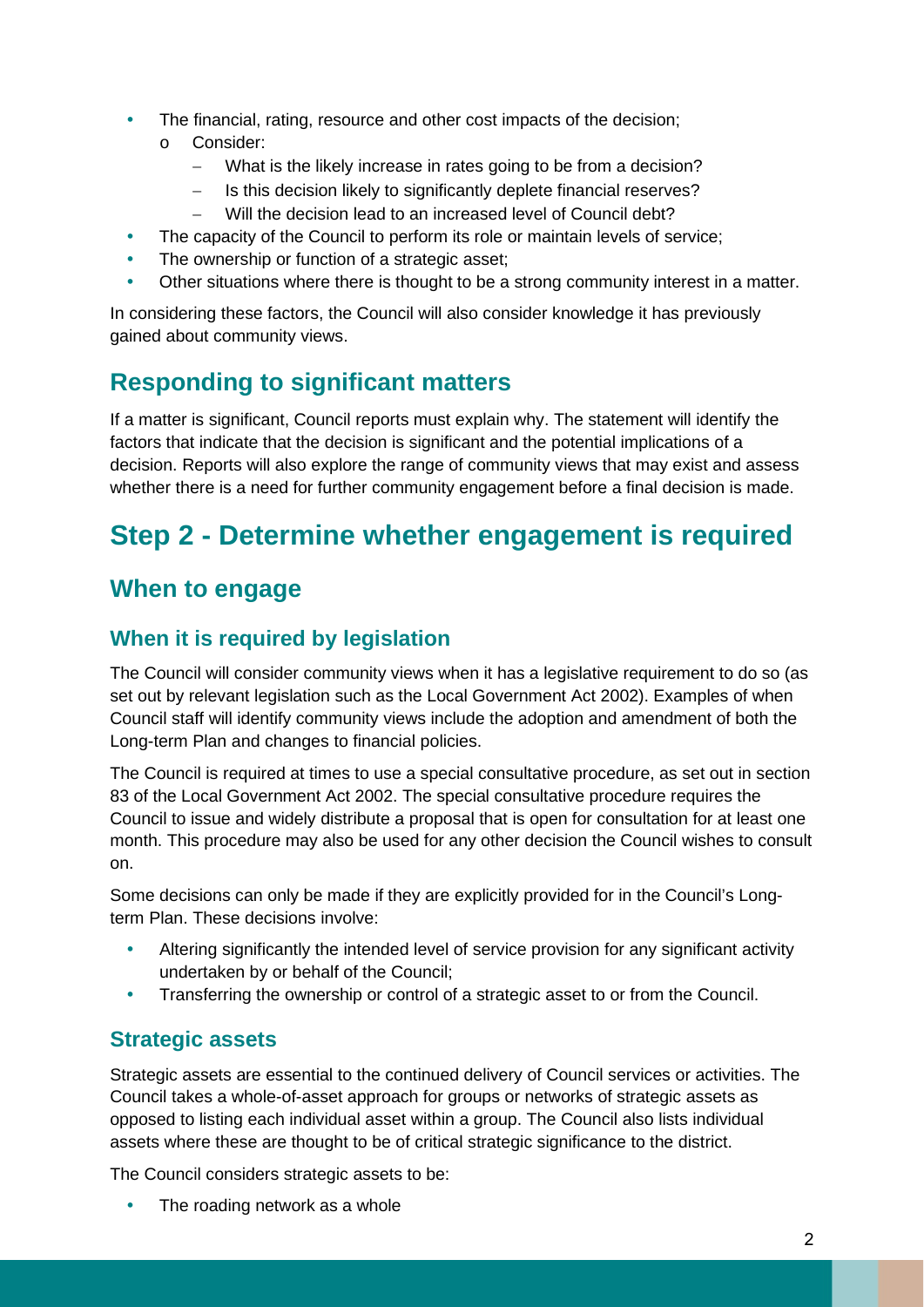- The financial, rating, resource and other cost impacts of the decision;
  - Consider:
    - What is the likely increase in rates going to be from a decision?
    - Is this decision likely to significantly deplete financial reserves?
    - Will the decision lead to an increased level of Council debt?
- The capacity of the Council to perform its role or maintain levels of service;
- The ownership or function of a strategic asset;
- Other situations where there is thought to be a strong community interest in a matter.

In considering these factors, the Council will also consider knowledge it has previously gained about community views.

## Responding to significant matters

If a matter is significant, Council reports must explain why. The statement will identify the factors that indicate that the decision is significant and the potential implications of a decision. Reports will also explore the range of community views that may exist and assess whether there is a need for further community engagement before a final decision is made.

# Step 2 - Determine whether engagement is required

## When to engage

### When it is required by legislation

The Council will consider community views when it has a legislative requirement to do so (as set out by relevant legislation such as the Local Government Act 2002). Examples of when Council staff will identify community views include the adoption and amendment of both the Long-term Plan and changes to financial policies.

The Council is required at times to use a special consultative procedure, as set out in section 83 of the Local Government Act 2002. The special consultative procedure requires the Council to issue and widely distribute a proposal that is open for consultation for at least one month. This procedure may also be used for any other decision the Council wishes to consult on.

Some decisions can only be made if they are explicitly provided for in the Council's Long-term Plan. These decisions involve:

- Altering significantly the intended level of service provision for any significant activity undertaken by or behalf of the Council;
- Transferring the ownership or control of a strategic asset to or from the Council.

### Strategic assets

Strategic assets are essential to the continued delivery of Council services or activities. The Council takes a whole-of-asset approach for groups or networks of strategic assets as opposed to listing each individual asset within a group. The Council also lists individual assets where these are thought to be of critical strategic significance to the district.

The Council considers strategic assets to be:

- The roading network as a whole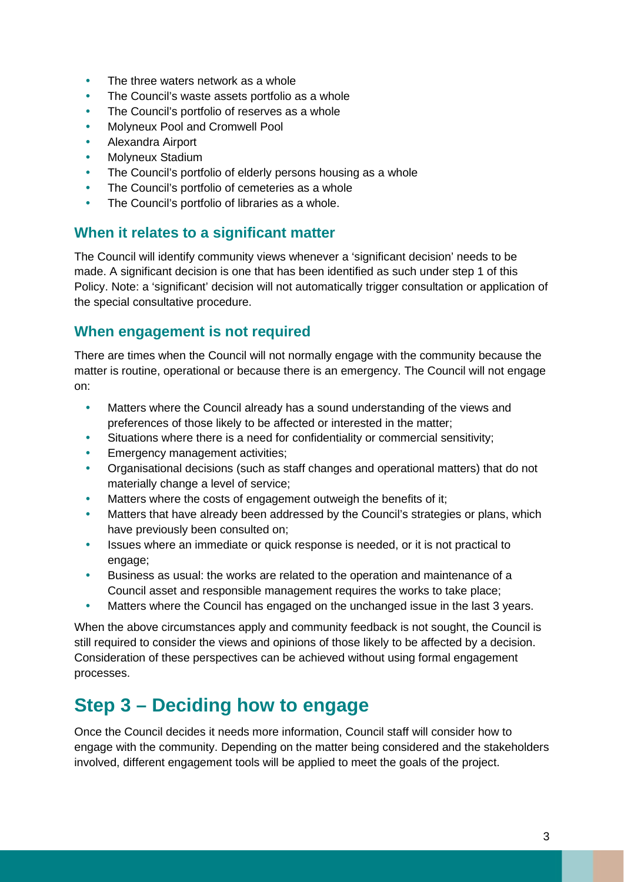- The three waters network as a whole
- The Council's waste assets portfolio as a whole
- The Council's portfolio of reserves as a whole
- Molyneux Pool and Cromwell Pool
- Alexandra Airport
- Molyneux Stadium
- The Council's portfolio of elderly persons housing as a whole
- The Council's portfolio of cemeteries as a whole
- The Council's portfolio of libraries as a whole.

### When it relates to a significant matter

The Council will identify community views whenever a 'significant decision' needs to be made. A significant decision is one that has been identified as such under step 1 of this Policy. Note: a 'significant' decision will not automatically trigger consultation or application of the special consultative procedure.

### When engagement is not required

There are times when the Council will not normally engage with the community because the matter is routine, operational or because there is an emergency. The Council will not engage on:

- Matters where the Council already has a sound understanding of the views and preferences of those likely to be affected or interested in the matter;
- Situations where there is a need for confidentiality or commercial sensitivity;
- Emergency management activities;
- Organisational decisions (such as staff changes and operational matters) that do not materially change a level of service;
- Matters where the costs of engagement outweigh the benefits of it;
- Matters that have already been addressed by the Council's strategies or plans, which have previously been consulted on;
- Issues where an immediate or quick response is needed, or it is not practical to engage;
- Business as usual: the works are related to the operation and maintenance of a Council asset and responsible management requires the works to take place;
- Matters where the Council has engaged on the unchanged issue in the last 3 years.

When the above circumstances apply and community feedback is not sought, the Council is still required to consider the views and opinions of those likely to be affected by a decision. Consideration of these perspectives can be achieved without using formal engagement processes.

## Step 3 – Deciding how to engage

Once the Council decides it needs more information, Council staff will consider how to engage with the community. Depending on the matter being considered and the stakeholders involved, different engagement tools will be applied to meet the goals of the project.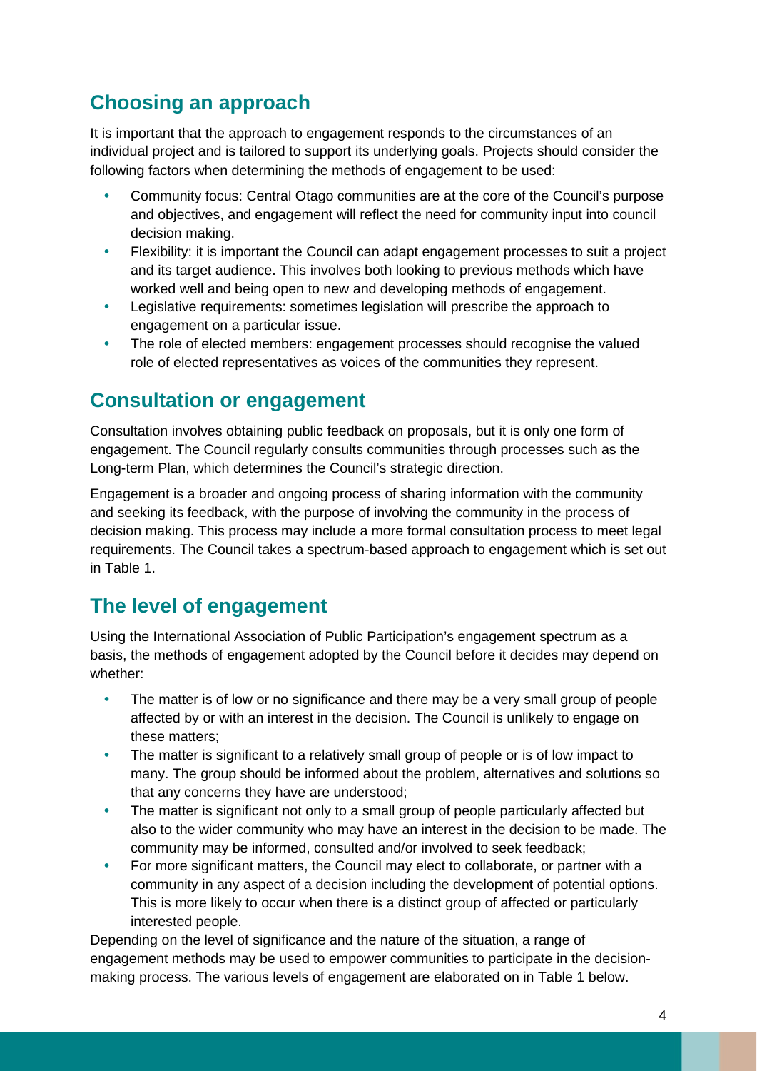## Choosing an approach

It is important that the approach to engagement responds to the circumstances of an individual project and is tailored to support its underlying goals. Projects should consider the following factors when determining the methods of engagement to be used:

- Community focus: Central Otago communities are at the core of the Council's purpose and objectives, and engagement will reflect the need for community input into council decision making.
- Flexibility: it is important the Council can adapt engagement processes to suit a project and its target audience. This involves both looking to previous methods which have worked well and being open to new and developing methods of engagement.
- Legislative requirements: sometimes legislation will prescribe the approach to engagement on a particular issue.
- The role of elected members: engagement processes should recognise the valued role of elected representatives as voices of the communities they represent.

## Consultation or engagement

Consultation involves obtaining public feedback on proposals, but it is only one form of engagement. The Council regularly consults communities through processes such as the Long-term Plan, which determines the Council's strategic direction.

Engagement is a broader and ongoing process of sharing information with the community and seeking its feedback, with the purpose of involving the community in the process of decision making. This process may include a more formal consultation process to meet legal requirements. The Council takes a spectrum-based approach to engagement which is set out in Table 1.

## The level of engagement

Using the International Association of Public Participation's engagement spectrum as a basis, the methods of engagement adopted by the Council before it decides may depend on whether:

- The matter is of low or no significance and there may be a very small group of people affected by or with an interest in the decision. The Council is unlikely to engage on these matters;
- The matter is significant to a relatively small group of people or is of low impact to many. The group should be informed about the problem, alternatives and solutions so that any concerns they have are understood;
- The matter is significant not only to a small group of people particularly affected but also to the wider community who may have an interest in the decision to be made. The community may be informed, consulted and/or involved to seek feedback;
- For more significant matters, the Council may elect to collaborate, or partner with a community in any aspect of a decision including the development of potential options. This is more likely to occur when there is a distinct group of affected or particularly interested people.

Depending on the level of significance and the nature of the situation, a range of engagement methods may be used to empower communities to participate in the decision-making process. The various levels of engagement are elaborated on in Table 1 below.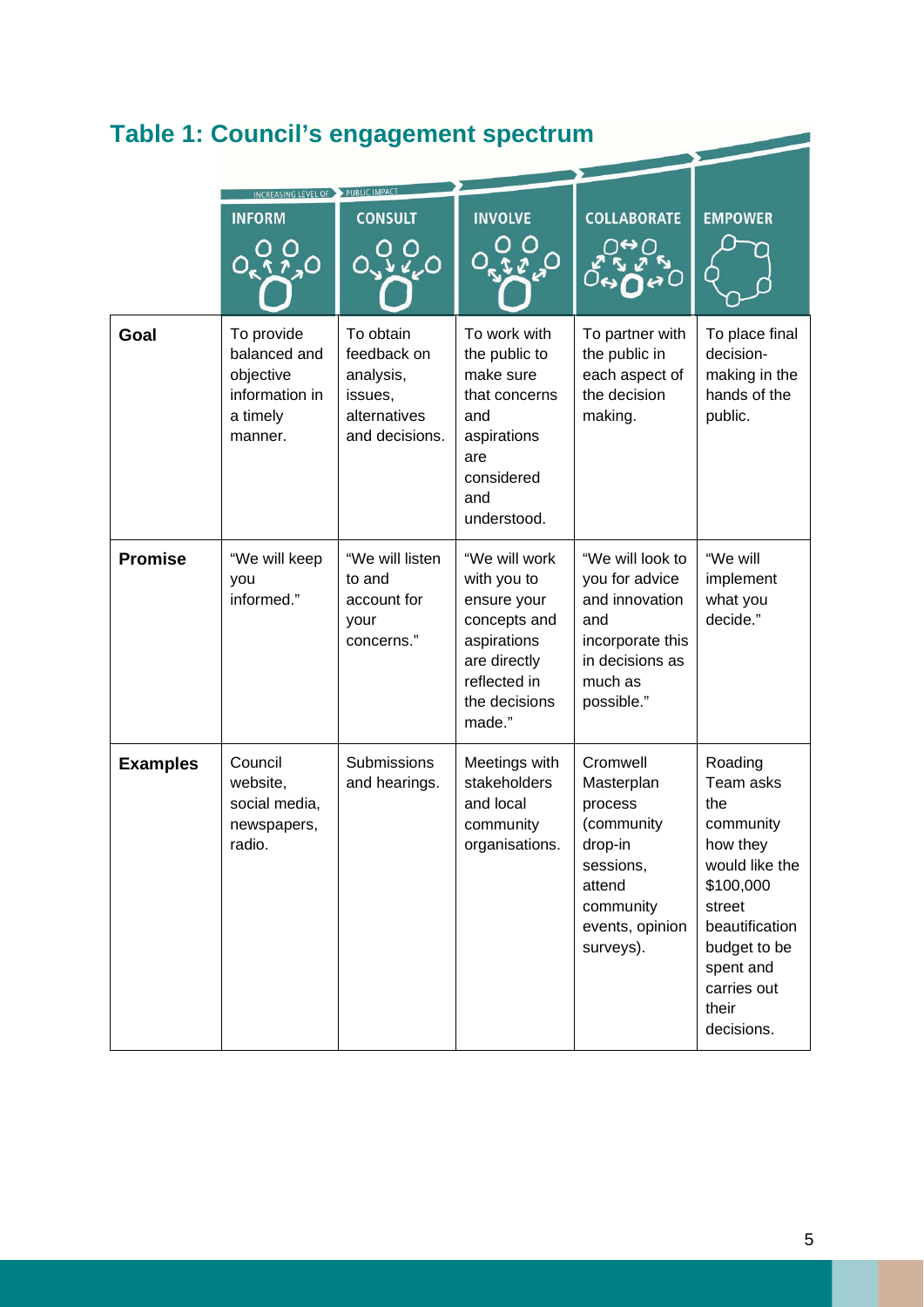## Table 1: Council's engagement spectrum

INCREASING LEVEL OF PUBLIC IMPACT

| | INFORM | CONSULT | INVOLVE | COLLABORATE | EMPOWER |
|---|---|---|---|---|---|
| **Goal** | To provide balanced and objective information in a timely manner. | To obtain feedback on analysis, issues, alternatives and decisions. | To work with the public to make sure that concerns and aspirations are considered and understood. | To partner with the public in each aspect of the decision making. | To place final decision-making in the hands of the public. |
| **Promise** | "We will keep you informed." | "We will listen to and account for your concerns." | "We will work with you to ensure your concepts and aspirations are directly reflected in the decisions made." | "We will look to you for advice and innovation and incorporate this in decisions as much as possible." | "We will implement what you decide." |
| **Examples** | Council website, social media, newspapers, radio. | Submissions and hearings. | Meetings with stakeholders and local community organisations. | Cromwell Masterplan process (community drop-in sessions, attend community events, opinion surveys). | Roading Team asks the community how they would like the $100,000 street beautification budget to be spent and carries out their decisions. |